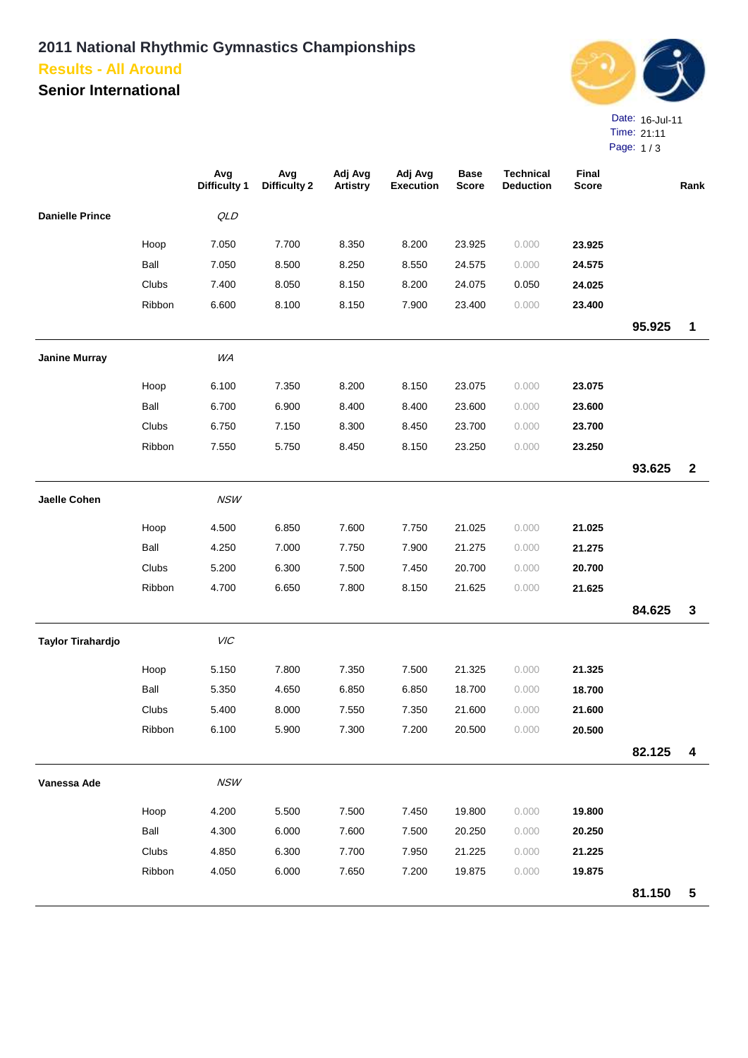# 2011 National Rhythmic Gymnastics Championships

## Results - All Around

## Senior International

Date: 16-Jul-11
Time: 21:11

| | | Avg Difficulty 1 | Avg Difficulty 2 | Adj Avg Artistry | Adj Avg Execution | Base Score | Technical Deduction | Final Score | | Rank |
|---|---|---|---|---|---|---|---|---|---|---|
| **Danielle Prince** | | *QLD* | | | | | | | | |
| | Hoop | 7.050 | 7.700 | 8.350 | 8.200 | 23.925 | 0.000 | **23.925** | | |
| | Ball | 7.050 | 8.500 | 8.250 | 8.550 | 24.575 | 0.000 | **24.575** | | |
| | Clubs | 7.400 | 8.050 | 8.150 | 8.200 | 24.075 | 0.050 | **24.025** | | |
| | Ribbon | 6.600 | 8.100 | 8.150 | 7.900 | 23.400 | 0.000 | **23.400** | | |
| | | | | | | | | | **95.925** | **1** |
| **Janine Murray** | | *WA* | | | | | | | | |
| | Hoop | 6.100 | 7.350 | 8.200 | 8.150 | 23.075 | 0.000 | **23.075** | | |
| | Ball | 6.700 | 6.900 | 8.400 | 8.400 | 23.600 | 0.000 | **23.600** | | |
| | Clubs | 6.750 | 7.150 | 8.300 | 8.450 | 23.700 | 0.000 | **23.700** | | |
| | Ribbon | 7.550 | 5.750 | 8.450 | 8.150 | 23.250 | 0.000 | **23.250** | | |
| | | | | | | | | | **93.625** | **2** |
| **Jaelle Cohen** | | *NSW* | | | | | | | | |
| | Hoop | 4.500 | 6.850 | 7.600 | 7.750 | 21.025 | 0.000 | **21.025** | | |
| | Ball | 4.250 | 7.000 | 7.750 | 7.900 | 21.275 | 0.000 | **21.275** | | |
| | Clubs | 5.200 | 6.300 | 7.500 | 7.450 | 20.700 | 0.000 | **20.700** | | |
| | Ribbon | 4.700 | 6.650 | 7.800 | 8.150 | 21.625 | 0.000 | **21.625** | | |
| | | | | | | | | | **84.625** | **3** |
| **Taylor Tirahardjo** | | *VIC* | | | | | | | | |
| | Hoop | 5.150 | 7.800 | 7.350 | 7.500 | 21.325 | 0.000 | **21.325** | | |
| | Ball | 5.350 | 4.650 | 6.850 | 6.850 | 18.700 | 0.000 | **18.700** | | |
| | Clubs | 5.400 | 8.000 | 7.550 | 7.350 | 21.600 | 0.000 | **21.600** | | |
| | Ribbon | 6.100 | 5.900 | 7.300 | 7.200 | 20.500 | 0.000 | **20.500** | | |
| | | | | | | | | | **82.125** | **4** |
| **Vanessa Ade** | | *NSW* | | | | | | | | |
| | Hoop | 4.200 | 5.500 | 7.500 | 7.450 | 19.800 | 0.000 | **19.800** | | |
| | Ball | 4.300 | 6.000 | 7.600 | 7.500 | 20.250 | 0.000 | **20.250** | | |
| | Clubs | 4.850 | 6.300 | 7.700 | 7.950 | 21.225 | 0.000 | **21.225** | | |
| | Ribbon | 4.050 | 6.000 | 7.650 | 7.200 | 19.875 | 0.000 | **19.875** | | |
| | | | | | | | | | **81.150** | **5** |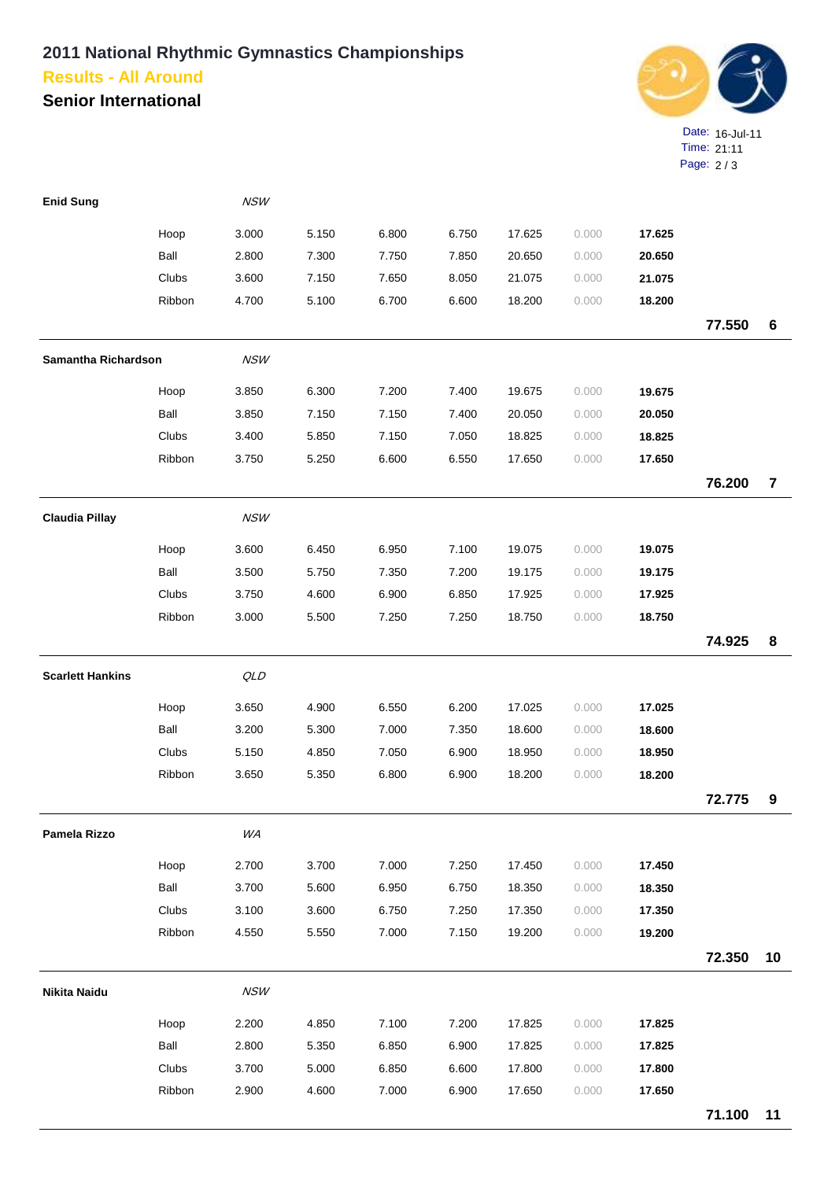# 2011 National Rhythmic Gymnastics Championships

## Results - All Around

### Senior International

Date: 16-Jul-11
Time: 21:11

| Name | Apparatus | State | | | | | | | Total | Rank |
|---|---|---|---|---|---|---|---|---|---|---|
| **Enid Sung** | | *NSW* | | | | | | | | |
| | Hoop | 3.000 | 5.150 | 6.800 | 6.750 | 17.625 | 0.000 | **17.625** | | |
| | Ball | 2.800 | 7.300 | 7.750 | 7.850 | 20.650 | 0.000 | **20.650** | | |
| | Clubs | 3.600 | 7.150 | 7.650 | 8.050 | 21.075 | 0.000 | **21.075** | | |
| | Ribbon | 4.700 | 5.100 | 6.700 | 6.600 | 18.200 | 0.000 | **18.200** | | |
| | | | | | | | | | **77.550** | **6** |
| **Samantha Richardson** | | *NSW* | | | | | | | | |
| | Hoop | 3.850 | 6.300 | 7.200 | 7.400 | 19.675 | 0.000 | **19.675** | | |
| | Ball | 3.850 | 7.150 | 7.150 | 7.400 | 20.050 | 0.000 | **20.050** | | |
| | Clubs | 3.400 | 5.850 | 7.150 | 7.050 | 18.825 | 0.000 | **18.825** | | |
| | Ribbon | 3.750 | 5.250 | 6.600 | 6.550 | 17.650 | 0.000 | **17.650** | | |
| | | | | | | | | | **76.200** | **7** |
| **Claudia Pillay** | | *NSW* | | | | | | | | |
| | Hoop | 3.600 | 6.450 | 6.950 | 7.100 | 19.075 | 0.000 | **19.075** | | |
| | Ball | 3.500 | 5.750 | 7.350 | 7.200 | 19.175 | 0.000 | **19.175** | | |
| | Clubs | 3.750 | 4.600 | 6.900 | 6.850 | 17.925 | 0.000 | **17.925** | | |
| | Ribbon | 3.000 | 5.500 | 7.250 | 7.250 | 18.750 | 0.000 | **18.750** | | |
| | | | | | | | | | **74.925** | **8** |
| **Scarlett Hankins** | | *QLD* | | | | | | | | |
| | Hoop | 3.650 | 4.900 | 6.550 | 6.200 | 17.025 | 0.000 | **17.025** | | |
| | Ball | 3.200 | 5.300 | 7.000 | 7.350 | 18.600 | 0.000 | **18.600** | | |
| | Clubs | 5.150 | 4.850 | 7.050 | 6.900 | 18.950 | 0.000 | **18.950** | | |
| | Ribbon | 3.650 | 5.350 | 6.800 | 6.900 | 18.200 | 0.000 | **18.200** | | |
| | | | | | | | | | **72.775** | **9** |
| **Pamela Rizzo** | | *WA* | | | | | | | | |
| | Hoop | 2.700 | 3.700 | 7.000 | 7.250 | 17.450 | 0.000 | **17.450** | | |
| | Ball | 3.700 | 5.600 | 6.950 | 6.750 | 18.350 | 0.000 | **18.350** | | |
| | Clubs | 3.100 | 3.600 | 6.750 | 7.250 | 17.350 | 0.000 | **17.350** | | |
| | Ribbon | 4.550 | 5.550 | 7.000 | 7.150 | 19.200 | 0.000 | **19.200** | | |
| | | | | | | | | | **72.350** | **10** |
| **Nikita Naidu** | | *NSW* | | | | | | | | |
| | Hoop | 2.200 | 4.850 | 7.100 | 7.200 | 17.825 | 0.000 | **17.825** | | |
| | Ball | 2.800 | 5.350 | 6.850 | 6.900 | 17.825 | 0.000 | **17.825** | | |
| | Clubs | 3.700 | 5.000 | 6.850 | 6.600 | 17.800 | 0.000 | **17.800** | | |
| | Ribbon | 2.900 | 4.600 | 7.000 | 6.900 | 17.650 | 0.000 | **17.650** | | |
| | | | | | | | | | **71.100** | **11** |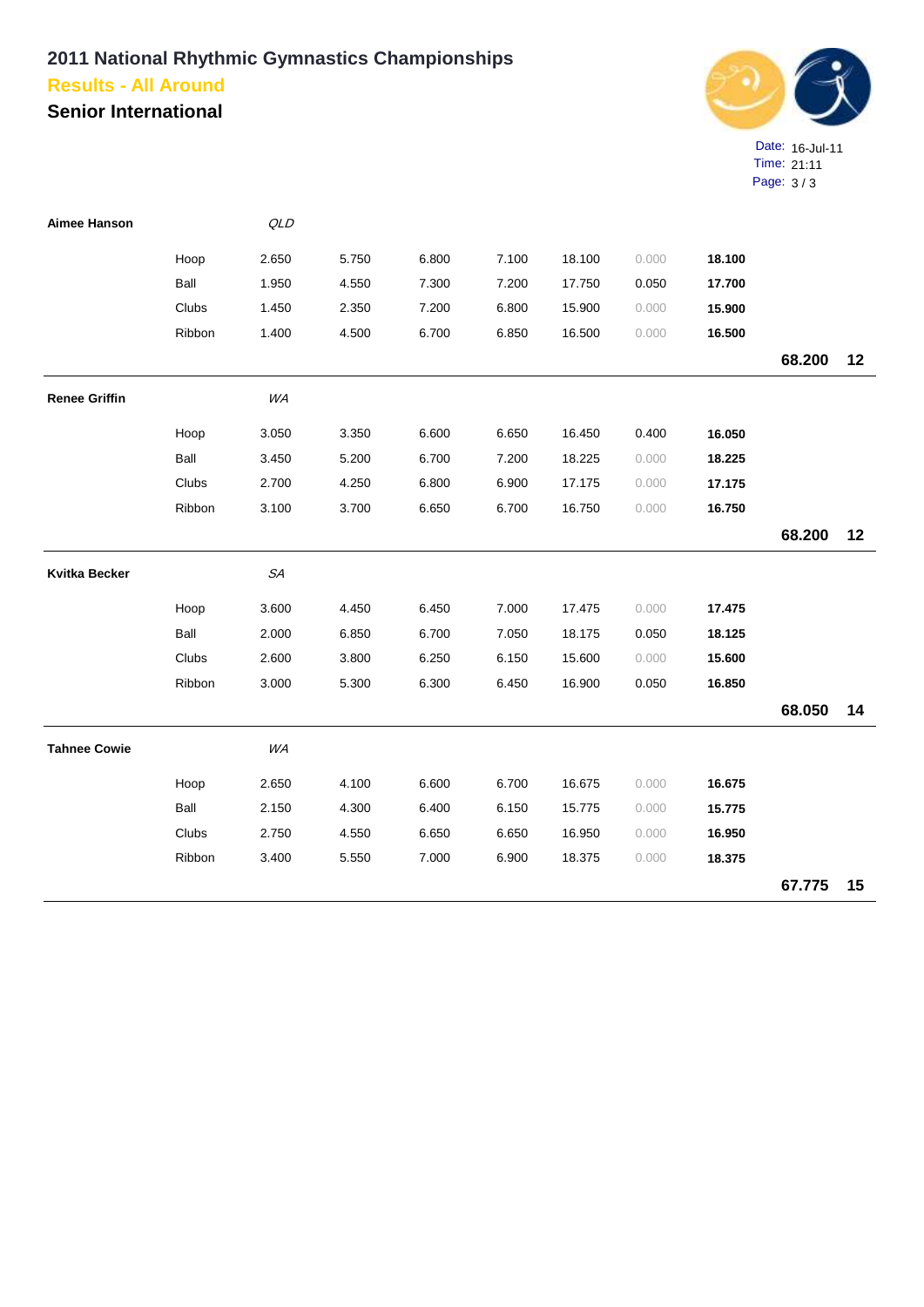# 2011 National Rhythmic Gymnastics Championships

## Results - All Around

### Senior International

Date: 16-Jul-11
Time: 21:11

| | | | | | | | | | | |
|---|---|---|---|---|---|---|---|---|---|---|
| **Aimee Hanson** | | *QLD* | | | | | | | | |
| | Hoop | 2.650 | 5.750 | 6.800 | 7.100 | 18.100 | 0.000 | **18.100** | | |
| | Ball | 1.950 | 4.550 | 7.300 | 7.200 | 17.750 | 0.050 | **17.700** | | |
| | Clubs | 1.450 | 2.350 | 7.200 | 6.800 | 15.900 | 0.000 | **15.900** | | |
| | Ribbon | 1.400 | 4.500 | 6.700 | 6.850 | 16.500 | 0.000 | **16.500** | | |
| | | | | | | | | | **68.200** | **12** |
| **Renee Griffin** | | *WA* | | | | | | | | |
| | Hoop | 3.050 | 3.350 | 6.600 | 6.650 | 16.450 | 0.400 | **16.050** | | |
| | Ball | 3.450 | 5.200 | 6.700 | 7.200 | 18.225 | 0.000 | **18.225** | | |
| | Clubs | 2.700 | 4.250 | 6.800 | 6.900 | 17.175 | 0.000 | **17.175** | | |
| | Ribbon | 3.100 | 3.700 | 6.650 | 6.700 | 16.750 | 0.000 | **16.750** | | |
| | | | | | | | | | **68.200** | **12** |
| **Kvitka Becker** | | *SA* | | | | | | | | |
| | Hoop | 3.600 | 4.450 | 6.450 | 7.000 | 17.475 | 0.000 | **17.475** | | |
| | Ball | 2.000 | 6.850 | 6.700 | 7.050 | 18.175 | 0.050 | **18.125** | | |
| | Clubs | 2.600 | 3.800 | 6.250 | 6.150 | 15.600 | 0.000 | **15.600** | | |
| | Ribbon | 3.000 | 5.300 | 6.300 | 6.450 | 16.900 | 0.050 | **16.850** | | |
| | | | | | | | | | **68.050** | **14** |
| **Tahnee Cowie** | | *WA* | | | | | | | | |
| | Hoop | 2.650 | 4.100 | 6.600 | 6.700 | 16.675 | 0.000 | **16.675** | | |
| | Ball | 2.150 | 4.300 | 6.400 | 6.150 | 15.775 | 0.000 | **15.775** | | |
| | Clubs | 2.750 | 4.550 | 6.650 | 6.650 | 16.950 | 0.000 | **16.950** | | |
| | Ribbon | 3.400 | 5.550 | 7.000 | 6.900 | 18.375 | 0.000 | **18.375** | | |
| | | | | | | | | | **67.775** | **15** |